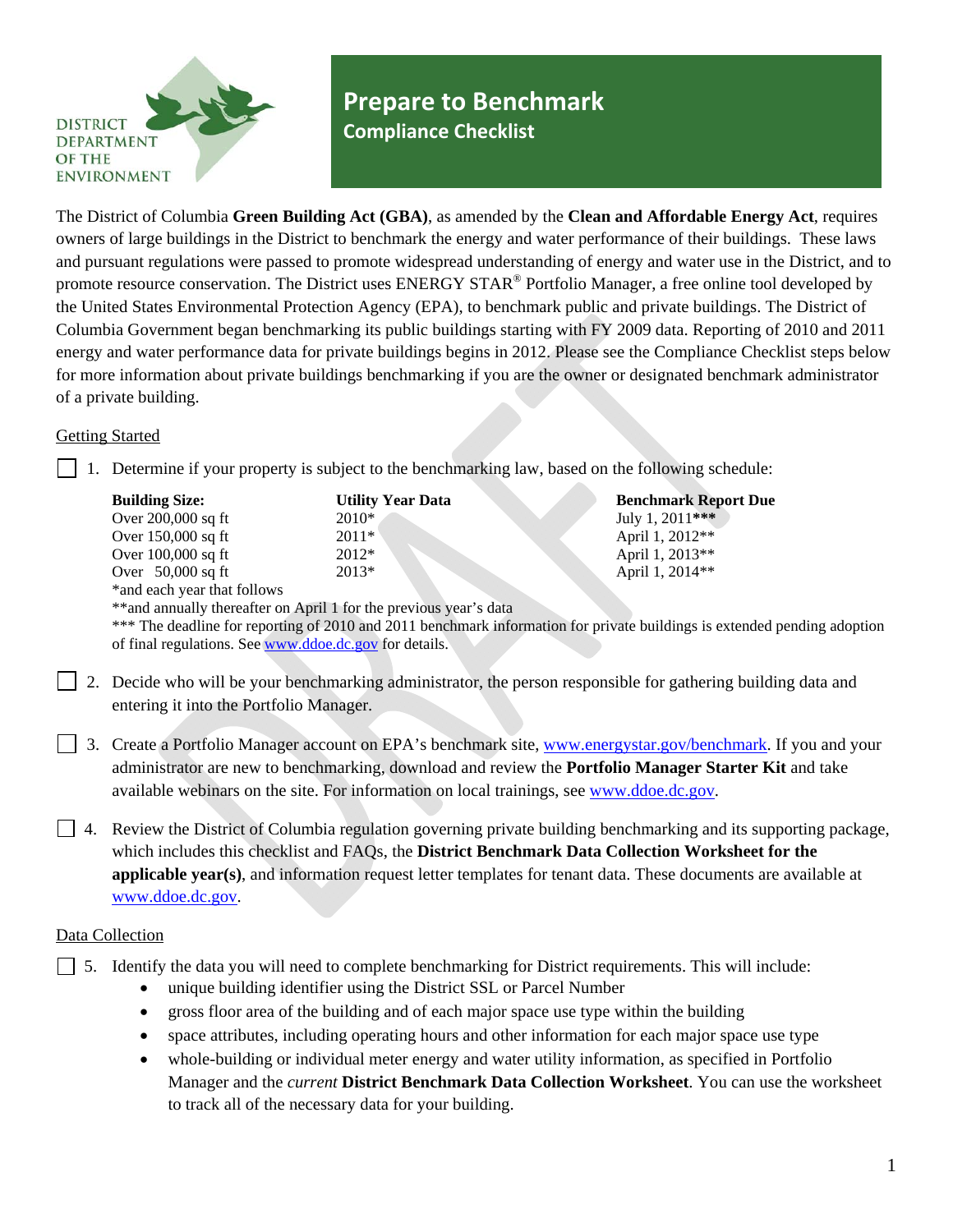DISTRICT DEPARTMENT OF THE ENVIRONMENT

# Prepare to Benchmark
## Compliance Checklist

The District of Columbia **Green Building Act (GBA)**, as amended by the **Clean and Affordable Energy Act**, requires owners of large buildings in the District to benchmark the energy and water performance of their buildings. These laws and pursuant regulations were passed to promote widespread understanding of energy and water use in the District, and to promote resource conservation. The District uses ENERGY STAR® Portfolio Manager, a free online tool developed by the United States Environmental Protection Agency (EPA), to benchmark public and private buildings. The District of Columbia Government began benchmarking its public buildings starting with FY 2009 data. Reporting of 2010 and 2011 energy and water performance data for private buildings begins in 2012. Please see the Compliance Checklist steps below for more information about private buildings benchmarking if you are the owner or designated benchmark administrator of a private building.

Getting Started

☐ 1. Determine if your property is subject to the benchmarking law, based on the following schedule:

| Building Size: | Utility Year Data | Benchmark Report Due |
|---|---|---|
| Over 200,000 sq ft | 2010* | July 1, 2011*** |
| Over 150,000 sq ft | 2011* | April 1, 2012** |
| Over 100,000 sq ft | 2012* | April 1, 2013** |
| Over 50,000 sq ft | 2013* | April 1, 2014** |

*and each year that follows
**and annually thereafter on April 1 for the previous year's data
*** The deadline for reporting of 2010 and 2011 benchmark information for private buildings is extended pending adoption of final regulations. See www.ddoe.dc.gov for details.

☐ 2. Decide who will be your benchmarking administrator, the person responsible for gathering building data and entering it into the Portfolio Manager.

☐ 3. Create a Portfolio Manager account on EPA's benchmark site, www.energystar.gov/benchmark. If you and your administrator are new to benchmarking, download and review the **Portfolio Manager Starter Kit** and take available webinars on the site. For information on local trainings, see www.ddoe.dc.gov.

☐ 4. Review the District of Columbia regulation governing private building benchmarking and its supporting package, which includes this checklist and FAQs, the **District Benchmark Data Collection Worksheet for the applicable year(s)**, and information request letter templates for tenant data. These documents are available at www.ddoe.dc.gov.

Data Collection

☐ 5. Identify the data you will need to complete benchmarking for District requirements. This will include:
- unique building identifier using the District SSL or Parcel Number
- gross floor area of the building and of each major space use type within the building
- space attributes, including operating hours and other information for each major space use type
- whole-building or individual meter energy and water utility information, as specified in Portfolio Manager and the *current* **District Benchmark Data Collection Worksheet**. You can use the worksheet to track all of the necessary data for your building.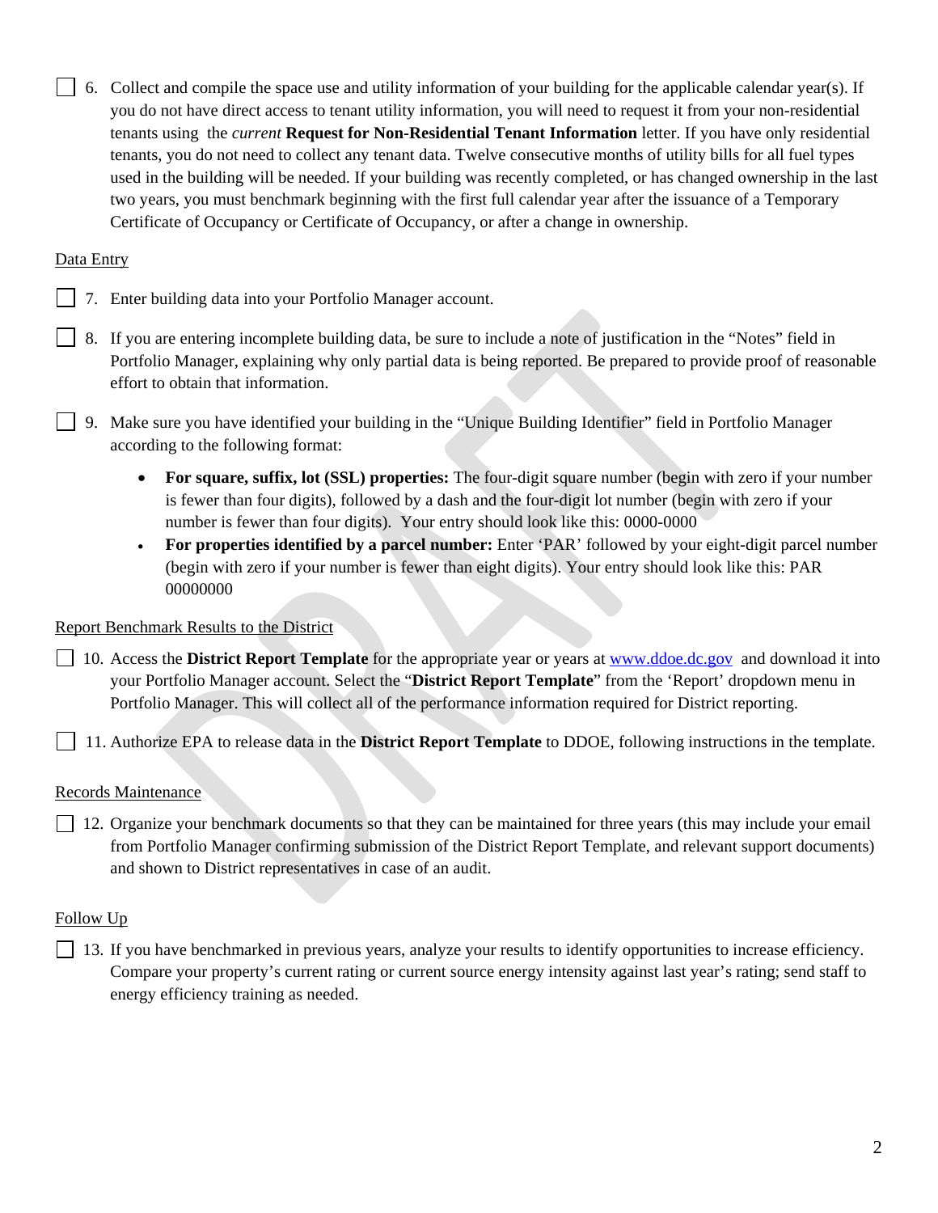- [ ] 6. Collect and compile the space use and utility information of your building for the applicable calendar year(s). If you do not have direct access to tenant utility information, you will need to request it from your non-residential tenants using the *current* **Request for Non-Residential Tenant Information** letter. If you have only residential tenants, you do not need to collect any tenant data. Twelve consecutive months of utility bills for all fuel types used in the building will be needed. If your building was recently completed, or has changed ownership in the last two years, you must benchmark beginning with the first full calendar year after the issuance of a Temporary Certificate of Occupancy or Certificate of Occupancy, or after a change in ownership.

<u>Data Entry</u>

- [ ] 7. Enter building data into your Portfolio Manager account.
- [ ] 8. If you are entering incomplete building data, be sure to include a note of justification in the "Notes" field in Portfolio Manager, explaining why only partial data is being reported. Be prepared to provide proof of reasonable effort to obtain that information.
- [ ] 9. Make sure you have identified your building in the "Unique Building Identifier" field in Portfolio Manager according to the following format:
    - **For square, suffix, lot (SSL) properties:** The four-digit square number (begin with zero if your number is fewer than four digits), followed by a dash and the four-digit lot number (begin with zero if your number is fewer than four digits). Your entry should look like this: 0000-0000
    - **For properties identified by a parcel number:** Enter 'PAR' followed by your eight-digit parcel number (begin with zero if your number is fewer than eight digits). Your entry should look like this: PAR 00000000

<u>Report Benchmark Results to the District</u>

- [ ] 10. Access the **District Report Template** for the appropriate year or years at [www.ddoe.dc.gov](http://www.ddoe.dc.gov) and download it into your Portfolio Manager account. Select the "**District Report Template**" from the 'Report' dropdown menu in Portfolio Manager. This will collect all of the performance information required for District reporting.
- [ ] 11. Authorize EPA to release data in the **District Report Template** to DDOE, following instructions in the template.

<u>Records Maintenance</u>

- [ ] 12. Organize your benchmark documents so that they can be maintained for three years (this may include your email from Portfolio Manager confirming submission of the District Report Template, and relevant support documents) and shown to District representatives in case of an audit.

<u>Follow Up</u>

- [ ] 13. If you have benchmarked in previous years, analyze your results to identify opportunities to increase efficiency. Compare your property's current rating or current source energy intensity against last year's rating; send staff to energy efficiency training as needed.